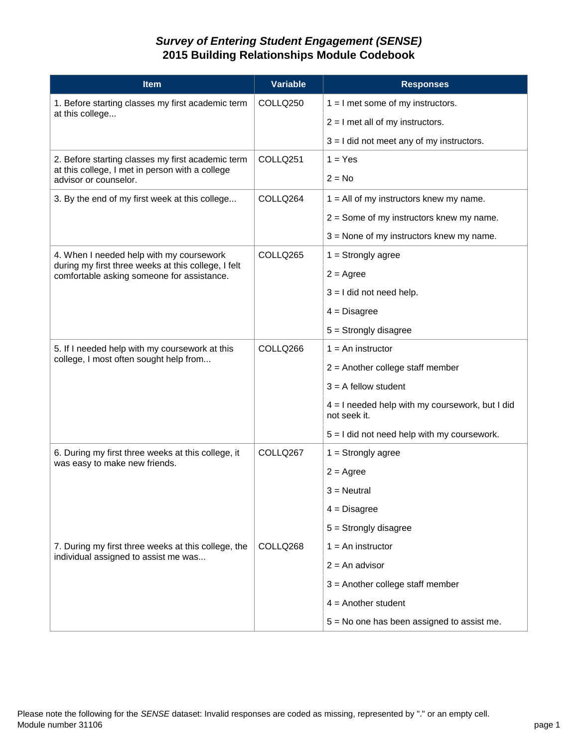# *Survey of Entering Student Engagement (SENSE)*
# 2015 Building Relationships Module Codebook

| Item | Variable | Responses |
|---|---|---|
| 1. Before starting classes my first academic term at this college... | COLLQ250 | 1 = I met some of my instructors. |
| | | 2 = I met all of my instructors. |
| | | 3 = I did not meet any of my instructors. |
| 2. Before starting classes my first academic term at this college, I met in person with a college advisor or counselor. | COLLQ251 | 1 = Yes |
| | | 2 = No |
| 3. By the end of my first week at this college... | COLLQ264 | 1 = All of my instructors knew my name. |
| | | 2 = Some of my instructors knew my name. |
| | | 3 = None of my instructors knew my name. |
| 4. When I needed help with my coursework during my first three weeks at this college, I felt comfortable asking someone for assistance. | COLLQ265 | 1 = Strongly agree |
| | | 2 = Agree |
| | | 3 = I did not need help. |
| | | 4 = Disagree |
| | | 5 = Strongly disagree |
| 5. If I needed help with my coursework at this college, I most often sought help from... | COLLQ266 | 1 = An instructor |
| | | 2 = Another college staff member |
| | | 3 = A fellow student |
| | | 4 = I needed help with my coursework, but I did not seek it. |
| | | 5 = I did not need help with my coursework. |
| 6. During my first three weeks at this college, it was easy to make new friends. | COLLQ267 | 1 = Strongly agree |
| | | 2 = Agree |
| | | 3 = Neutral |
| | | 4 = Disagree |
| | | 5 = Strongly disagree |
| 7. During my first three weeks at this college, the individual assigned to assist me was... | COLLQ268 | 1 = An instructor |
| | | 2 = An advisor |
| | | 3 = Another college staff member |
| | | 4 = Another student |
| | | 5 = No one has been assigned to assist me. |

Please note the following for the *SENSE* dataset: Invalid responses are coded as missing, represented by "." or an empty cell.
Module number 31106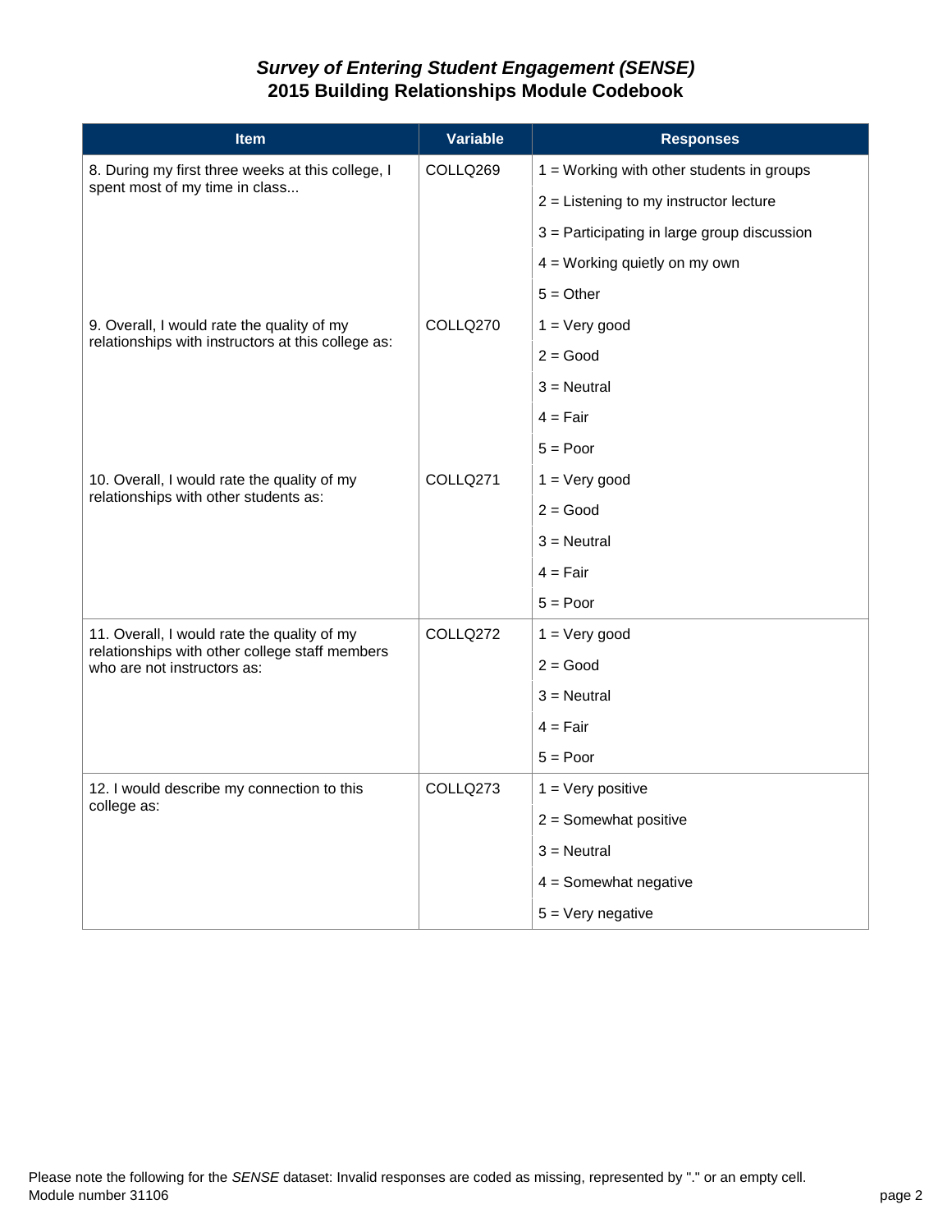# *Survey of Entering Student Engagement (SENSE)*
# 2015 Building Relationships Module Codebook

| Item | Variable | Responses |
|---|---|---|
| 8. During my first three weeks at this college, I spent most of my time in class... | COLLQ269 | 1 = Working with other students in groups |
| | | 2 = Listening to my instructor lecture |
| | | 3 = Participating in large group discussion |
| | | 4 = Working quietly on my own |
| | | 5 = Other |
| 9. Overall, I would rate the quality of my relationships with instructors at this college as: | COLLQ270 | 1 = Very good |
| | | 2 = Good |
| | | 3 = Neutral |
| | | 4 = Fair |
| | | 5 = Poor |
| 10. Overall, I would rate the quality of my relationships with other students as: | COLLQ271 | 1 = Very good |
| | | 2 = Good |
| | | 3 = Neutral |
| | | 4 = Fair |
| | | 5 = Poor |
| 11. Overall, I would rate the quality of my relationships with other college staff members who are not instructors as: | COLLQ272 | 1 = Very good |
| | | 2 = Good |
| | | 3 = Neutral |
| | | 4 = Fair |
| | | 5 = Poor |
| 12. I would describe my connection to this college as: | COLLQ273 | 1 = Very positive |
| | | 2 = Somewhat positive |
| | | 3 = Neutral |
| | | 4 = Somewhat negative |
| | | 5 = Very negative |

Please note the following for the *SENSE* dataset: Invalid responses are coded as missing, represented by "." or an empty cell.
Module number 31106